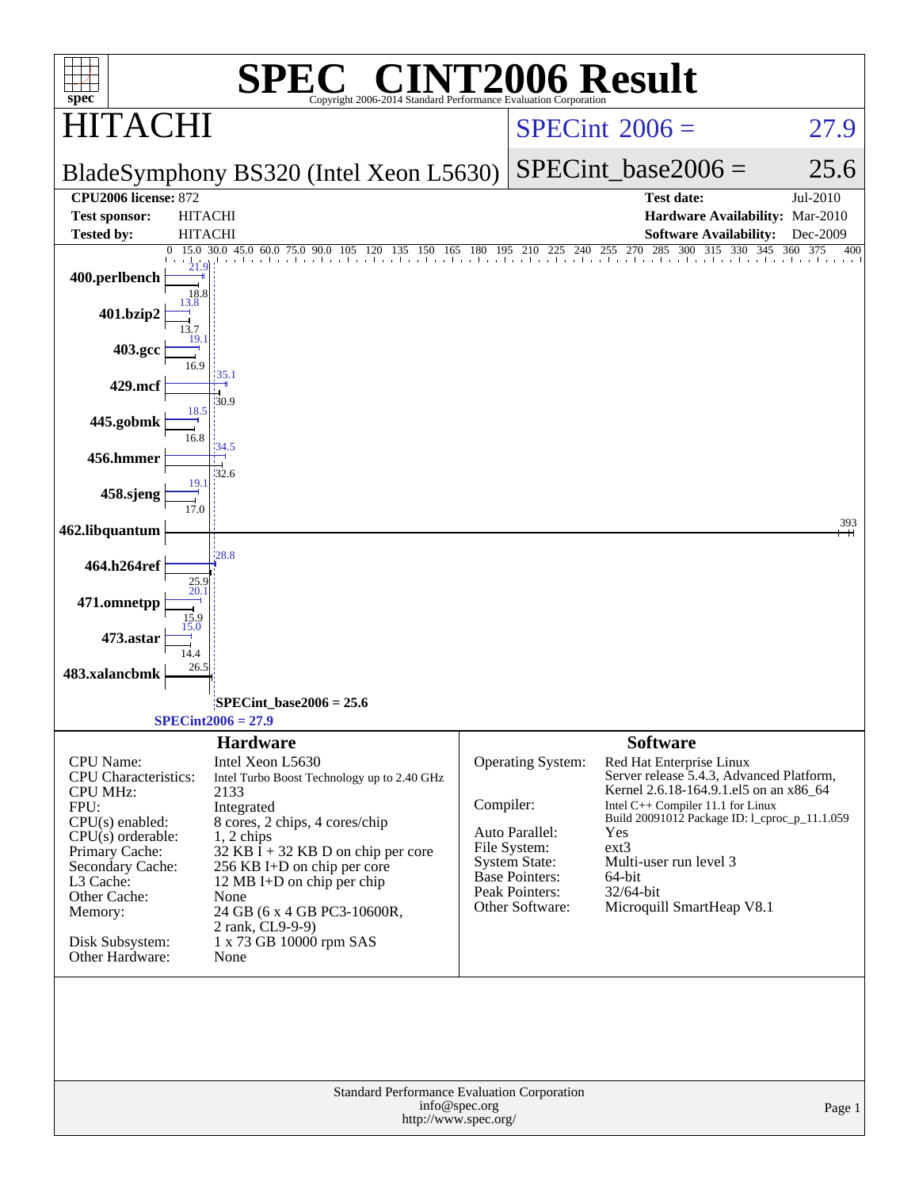# SPEC® CINT2006 Result

Copyright 2006-2014 Standard Performance Evaluation Corporation

## HITACHI

**BladeSymphony BS320 (Intel Xeon L5630)**

SPECint 2006 = 27.9

SPECint_base2006 = 25.6

| | | | |
|---|---|---|---|
| **CPU2006 license:** 872 | | **Test date:** | Jul-2010 |
| **Test sponsor:** | HITACHI | **Hardware Availability:** | Mar-2010 |
| **Tested by:** | HITACHI | **Software Availability:** | Dec-2009 |

| Benchmark | Base | Peak |
|---|---|---|
| 400.perlbench | 18.8 | 21.9 |
| 401.bzip2 | 13.7 | 13.8 |
| 403.gcc | 16.9 | 19.1 |
| 429.mcf | 30.9 | 35.1 |
| 445.gobmk | 16.8 | 18.5 |
| 456.hmmer | 32.6 | 34.5 |
| 458.sjeng | 17.0 | 19.1 |
| 462.libquantum | 393 | |
| 464.h264ref | 25.9 | 28.8 |
| 471.omnetpp | 15.9 | 20.1 |
| 473.astar | 14.4 | 15.0 |
| 483.xalancbmk | 26.5 | |

SPECint_base2006 = 25.6

SPECint2006 = 27.9

### Hardware

| | |
|---|---|
| CPU Name: | Intel Xeon L5630 |
| CPU Characteristics: | Intel Turbo Boost Technology up to 2.40 GHz |
| CPU MHz: | 2133 |
| FPU: | Integrated |
| CPU(s) enabled: | 8 cores, 2 chips, 4 cores/chip |
| CPU(s) orderable: | 1, 2 chips |
| Primary Cache: | 32 KB I + 32 KB D on chip per core |
| Secondary Cache: | 256 KB I+D on chip per core |
| L3 Cache: | 12 MB I+D on chip per chip |
| Other Cache: | None |
| Memory: | 24 GB (6 x 4 GB PC3-10600R, 2 rank, CL9-9-9) |
| Disk Subsystem: | 1 x 73 GB 10000 rpm SAS |
| Other Hardware: | None |

### Software

| | |
|---|---|
| Operating System: | Red Hat Enterprise Linux Server release 5.4.3, Advanced Platform, Kernel 2.6.18-164.9.1.el5 on an x86_64 |
| Compiler: | Intel C++ Compiler 11.1 for Linux Build 20091012 Package ID: l_cproc_p_11.1.059 |
| Auto Parallel: | Yes |
| File System: | ext3 |
| System State: | Multi-user run level 3 |
| Base Pointers: | 64-bit |
| Peak Pointers: | 32/64-bit |
| Other Software: | Microquill SmartHeap V8.1 |

Standard Performance Evaluation Corporation
info@spec.org
http://www.spec.org/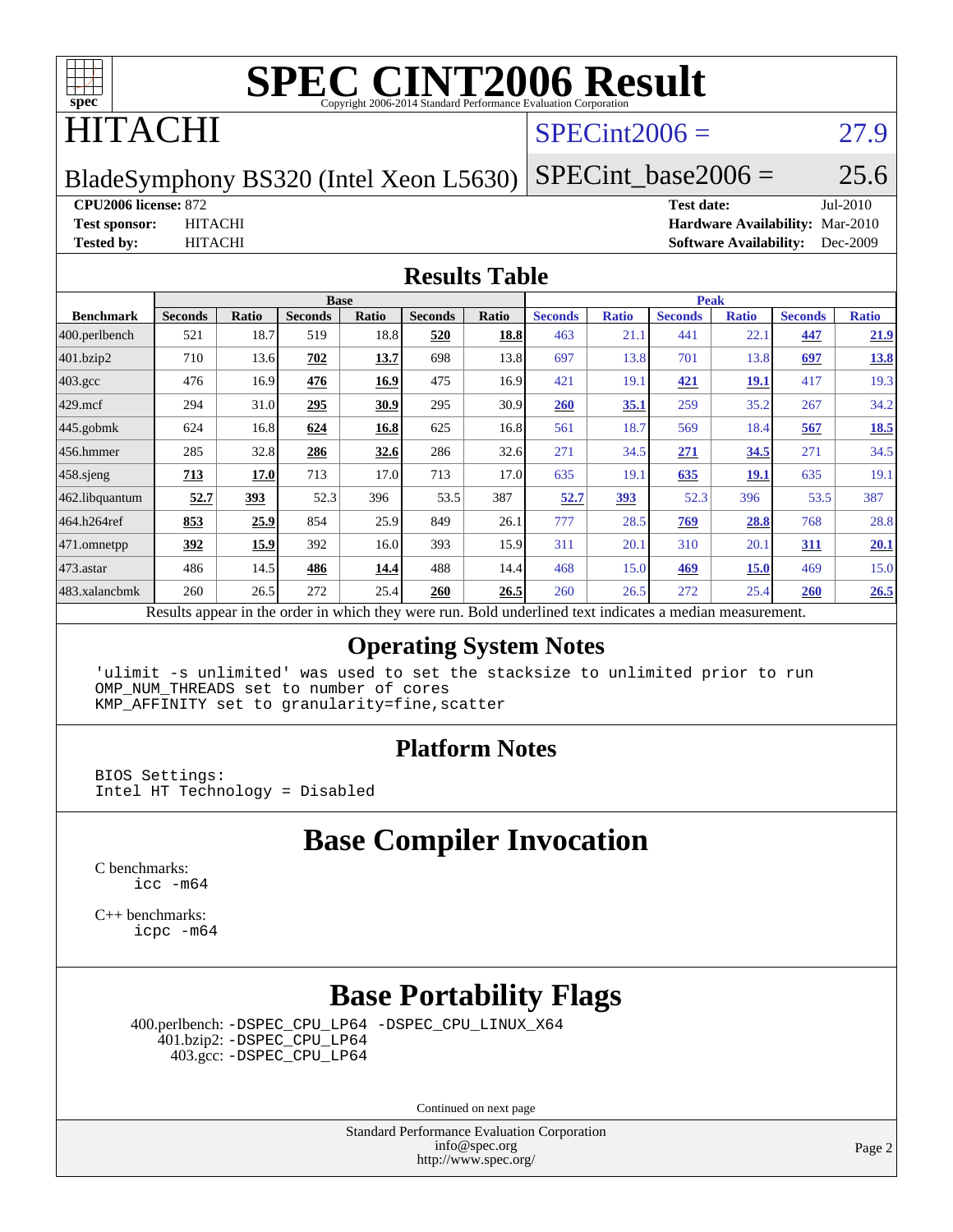# SPEC CINT2006 Result

Copyright 2006-2014 Standard Performance Evaluation Corporation

# HITACHI

BladeSymphony BS320 (Intel Xeon L5630)

SPECint2006 = 27.9

SPECint_base2006 = 25.6

**CPU2006 license:** 872
**Test sponsor:** HITACHI
**Tested by:** HITACHI

**Test date:** Jul-2010
**Hardware Availability:** Mar-2010
**Software Availability:** Dec-2009

## Results Table

| Benchmark | Base | | | | | | Peak | | | | | |
|---|---|---|---|---|---|---|---|---|---|---|---|---|
| | Seconds | Ratio | Seconds | Ratio | Seconds | Ratio | Seconds | Ratio | Seconds | Ratio | Seconds | Ratio |
| 400.perlbench | 521 | 18.7 | 519 | 18.8 | **520** | **18.8** | 463 | 21.1 | 441 | 22.1 | **447** | **21.9** |
| 401.bzip2 | 710 | 13.6 | **702** | **13.7** | 698 | 13.8 | 697 | 13.8 | 701 | 13.8 | **697** | **13.8** |
| 403.gcc | 476 | 16.9 | **476** | **16.9** | 475 | 16.9 | 421 | 19.1 | **421** | **19.1** | 417 | 19.3 |
| 429.mcf | 294 | 31.0 | **295** | **30.9** | 295 | 30.9 | **260** | **35.1** | 259 | 35.2 | 267 | 34.2 |
| 445.gobmk | 624 | 16.8 | **624** | **16.8** | 625 | 16.8 | 561 | 18.7 | 569 | 18.4 | **567** | **18.5** |
| 456.hmmer | 285 | 32.8 | **286** | **32.6** | 286 | 32.6 | 271 | 34.5 | **271** | **34.5** | 271 | 34.5 |
| 458.sjeng | **713** | **17.0** | 713 | 17.0 | 713 | 17.0 | 635 | 19.1 | **635** | **19.1** | 635 | 19.1 |
| 462.libquantum | **52.7** | **393** | 52.3 | 396 | 53.5 | 387 | **52.7** | **393** | 52.3 | 396 | 53.5 | 387 |
| 464.h264ref | **853** | **25.9** | 854 | 25.9 | 849 | 26.1 | 777 | 28.5 | **769** | **28.8** | 768 | 28.8 |
| 471.omnetpp | **392** | **15.9** | 392 | 16.0 | 393 | 15.9 | 311 | 20.1 | 310 | 20.1 | **311** | **20.1** |
| 473.astar | 486 | 14.5 | **486** | **14.4** | 488 | 14.4 | 468 | 15.0 | **469** | **15.0** | 469 | 15.0 |
| 483.xalancbmk | 260 | 26.5 | 272 | 25.4 | **260** | **26.5** | 260 | 26.5 | 272 | 25.4 | **260** | **26.5** |

Results appear in the order in which they were run. Bold underlined text indicates a median measurement.

## Operating System Notes

```
'ulimit -s unlimited' was used to set the stacksize to unlimited prior to run
OMP_NUM_THREADS set to number of cores
KMP_AFFINITY set to granularity=fine,scatter
```

## Platform Notes

```
BIOS Settings:
Intel HT Technology = Disabled
```

## Base Compiler Invocation

C benchmarks:
```
icc -m64
```

C++ benchmarks:
```
icpc -m64
```

## Base Portability Flags

400.perlbench: -DSPEC_CPU_LP64 -DSPEC_CPU_LINUX_X64
401.bzip2: -DSPEC_CPU_LP64
403.gcc: -DSPEC_CPU_LP64

Continued on next page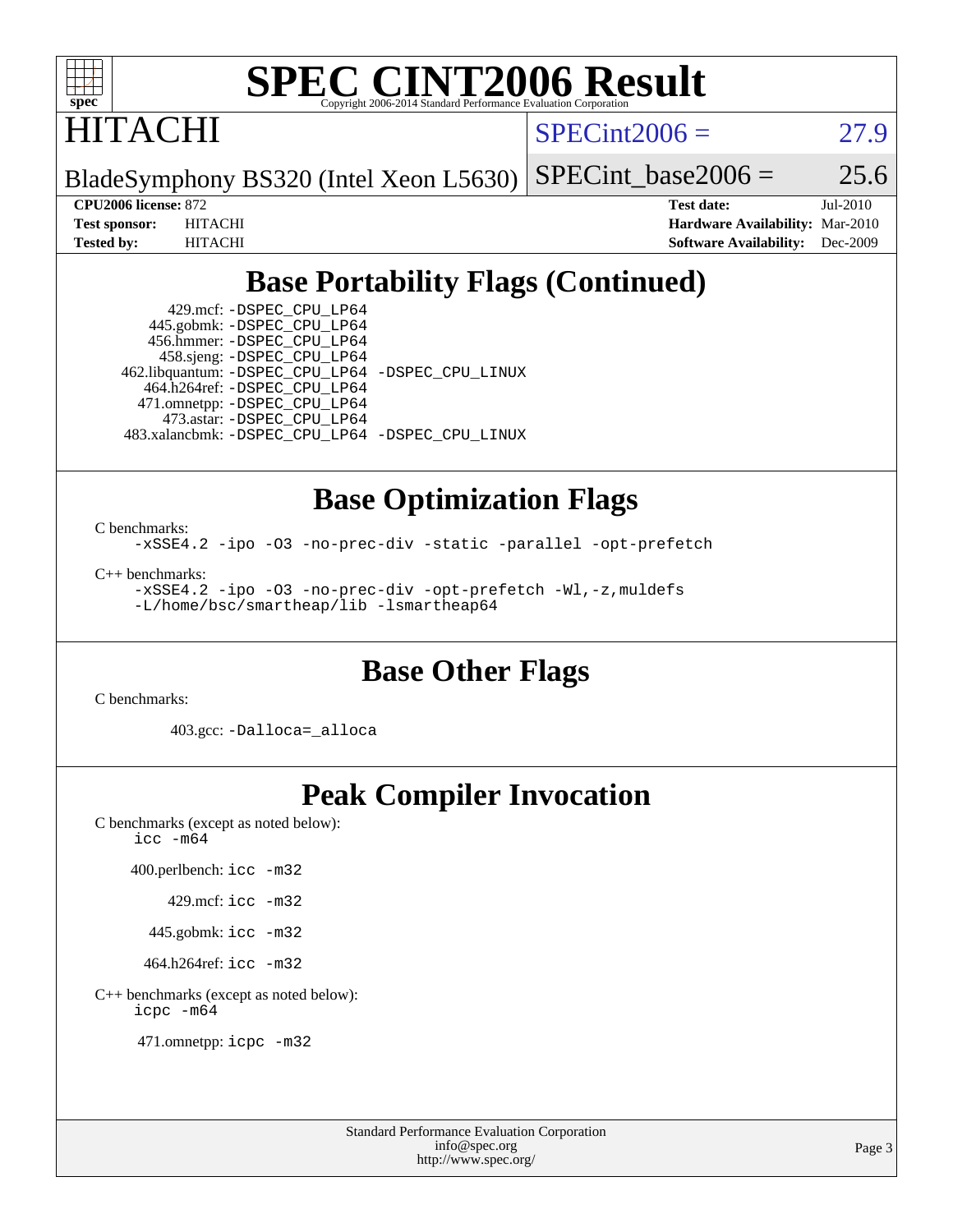# SPEC CINT2006 Result

Copyright 2006-2014 Standard Performance Evaluation Corporation

## HITACHI

BladeSymphony BS320 (Intel Xeon L5630)

SPECint2006 = 27.9

SPECint_base2006 = 25.6

**CPU2006 license:** 872

**Test sponsor:** HITACHI

**Tested by:** HITACHI

**Test date:** Jul-2010

**Hardware Availability:** Mar-2010

**Software Availability:** Dec-2009

## Base Portability Flags (Continued)

429.mcf: -DSPEC_CPU_LP64

445.gobmk: -DSPEC_CPU_LP64

456.hmmer: -DSPEC_CPU_LP64

458.sjeng: -DSPEC_CPU_LP64

462.libquantum: -DSPEC_CPU_LP64 -DSPEC_CPU_LINUX

464.h264ref: -DSPEC_CPU_LP64

471.omnetpp: -DSPEC_CPU_LP64

473.astar: -DSPEC_CPU_LP64

483.xalancbmk: -DSPEC_CPU_LP64 -DSPEC_CPU_LINUX

## Base Optimization Flags

C benchmarks:

-xSSE4.2 -ipo -O3 -no-prec-div -static -parallel -opt-prefetch

C++ benchmarks:

-xSSE4.2 -ipo -O3 -no-prec-div -opt-prefetch -Wl,-z,muldefs
-L/home/bsc/smartheap/lib -lsmartheap64

## Base Other Flags

C benchmarks:

403.gcc: -Dalloca=_alloca

## Peak Compiler Invocation

C benchmarks (except as noted below):

icc -m64

400.perlbench: icc -m32

429.mcf: icc -m32

445.gobmk: icc -m32

464.h264ref: icc -m32

C++ benchmarks (except as noted below):

icpc -m64

471.omnetpp: icpc -m32

Standard Performance Evaluation Corporation
info@spec.org
http://www.spec.org/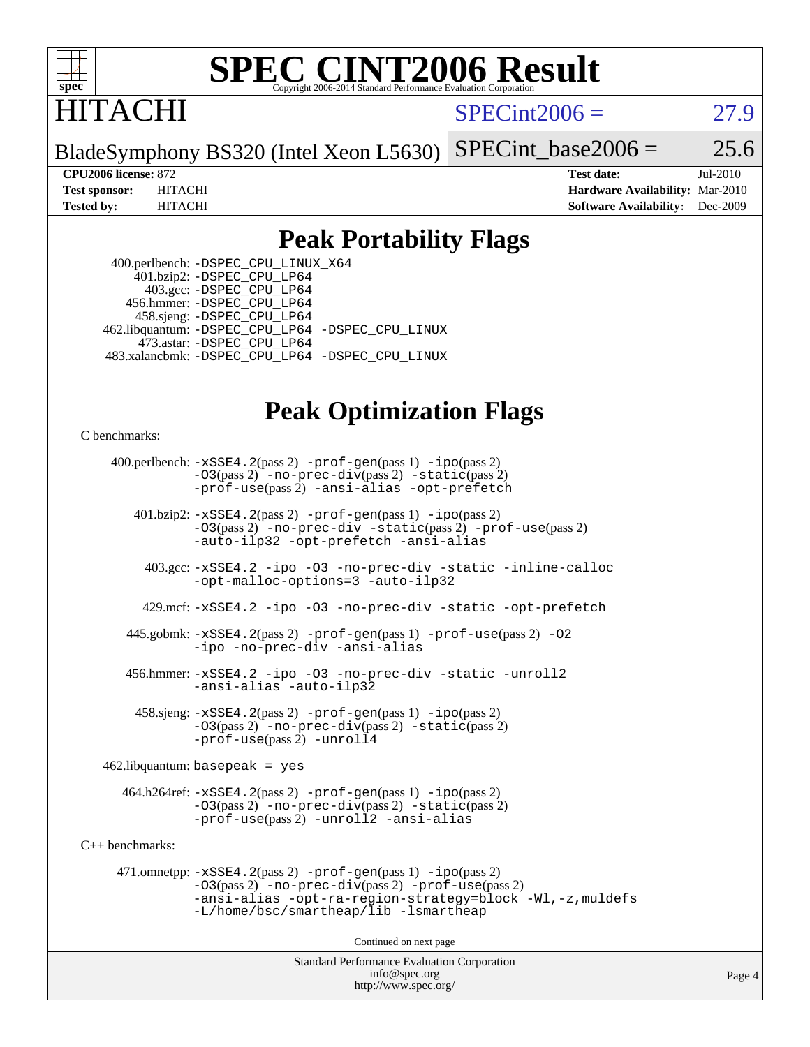# SPEC CINT2006 Result

Copyright 2006-2014 Standard Performance Evaluation Corporation

# HITACHI

BladeSymphony BS320 (Intel Xeon L5630)

SPECint2006 = 27.9

SPECint_base2006 = 25.6

| | | | |
|---|---|---|---|
| **CPU2006 license:** 872 | | **Test date:** | Jul-2010 |
| **Test sponsor:** | HITACHI | **Hardware Availability:** | Mar-2010 |
| **Tested by:** | HITACHI | **Software Availability:** | Dec-2009 |

## Peak Portability Flags

400.perlbench: -DSPEC_CPU_LINUX_X64
401.bzip2: -DSPEC_CPU_LP64
403.gcc: -DSPEC_CPU_LP64
456.hmmer: -DSPEC_CPU_LP64
458.sjeng: -DSPEC_CPU_LP64
462.libquantum: -DSPEC_CPU_LP64 -DSPEC_CPU_LINUX
473.astar: -DSPEC_CPU_LP64
483.xalancbmk: -DSPEC_CPU_LP64 -DSPEC_CPU_LINUX

## Peak Optimization Flags

C benchmarks:

400.perlbench: -xSSE4.2(pass 2) -prof-gen(pass 1) -ipo(pass 2) -O3(pass 2) -no-prec-div(pass 2) -static(pass 2) -prof-use(pass 2) -ansi-alias -opt-prefetch

401.bzip2: -xSSE4.2(pass 2) -prof-gen(pass 1) -ipo(pass 2) -O3(pass 2) -no-prec-div -static(pass 2) -prof-use(pass 2) -auto-ilp32 -opt-prefetch -ansi-alias

403.gcc: -xSSE4.2 -ipo -O3 -no-prec-div -static -inline-calloc -opt-malloc-options=3 -auto-ilp32

429.mcf: -xSSE4.2 -ipo -O3 -no-prec-div -static -opt-prefetch

445.gobmk: -xSSE4.2(pass 2) -prof-gen(pass 1) -prof-use(pass 2) -O2 -ipo -no-prec-div -ansi-alias

456.hmmer: -xSSE4.2 -ipo -O3 -no-prec-div -static -unroll2 -ansi-alias -auto-ilp32

458.sjeng: -xSSE4.2(pass 2) -prof-gen(pass 1) -ipo(pass 2) -O3(pass 2) -no-prec-div(pass 2) -static(pass 2) -prof-use(pass 2) -unroll4

462.libquantum: basepeak = yes

464.h264ref: -xSSE4.2(pass 2) -prof-gen(pass 1) -ipo(pass 2) -O3(pass 2) -no-prec-div(pass 2) -static(pass 2) -prof-use(pass 2) -unroll2 -ansi-alias

C++ benchmarks:

471.omnetpp: -xSSE4.2(pass 2) -prof-gen(pass 1) -ipo(pass 2) -O3(pass 2) -no-prec-div(pass 2) -prof-use(pass 2) -ansi-alias -opt-ra-region-strategy=block -Wl,-z,muldefs -L/home/bsc/smartheap/lib -lsmartheap

Continued on next page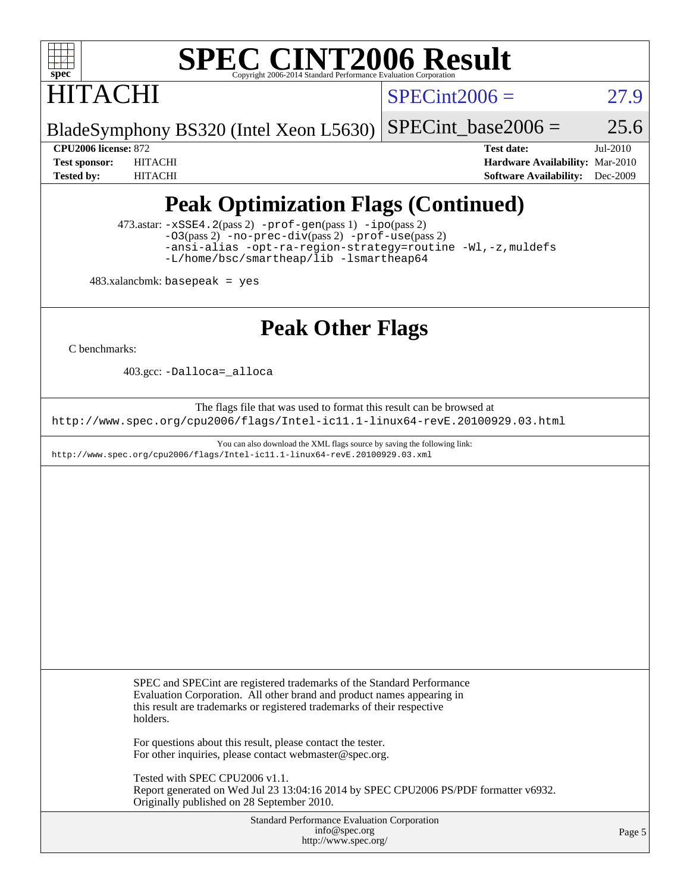# SPEC CINT2006 Result

Copyright 2006-2014 Standard Performance Evaluation Corporation

HITACHI

BladeSymphony BS320 (Intel Xeon L5630)

SPECint2006 = 27.9

SPECint_base2006 = 25.6

**CPU2006 license:** 872
**Test sponsor:** HITACHI
**Tested by:** HITACHI

**Test date:** Jul-2010
**Hardware Availability:** Mar-2010
**Software Availability:** Dec-2009

## Peak Optimization Flags (Continued)

473.astar: `-xSSE4.2`(pass 2) `-prof-gen`(pass 1) `-ipo`(pass 2) `-O3`(pass 2) `-no-prec-div`(pass 2) `-prof-use`(pass 2) `-ansi-alias -opt-ra-region-strategy=routine -Wl,-z,muldefs -L/home/bsc/smartheap/lib -lsmartheap64`

483.xalancbmk: `basepeak = yes`

## Peak Other Flags

C benchmarks:

403.gcc: `-Dalloca=_alloca`

The flags file that was used to format this result can be browsed at
http://www.spec.org/cpu2006/flags/Intel-ic11.1-linux64-revE.20100929.03.html

You can also download the XML flags source by saving the following link:
http://www.spec.org/cpu2006/flags/Intel-ic11.1-linux64-revE.20100929.03.xml

SPEC and SPECint are registered trademarks of the Standard Performance Evaluation Corporation. All other brand and product names appearing in this result are trademarks or registered trademarks of their respective holders.

For questions about this result, please contact the tester.
For other inquiries, please contact webmaster@spec.org.

Tested with SPEC CPU2006 v1.1.
Report generated on Wed Jul 23 13:04:16 2014 by SPEC CPU2006 PS/PDF formatter v6932.
Originally published on 28 September 2010.